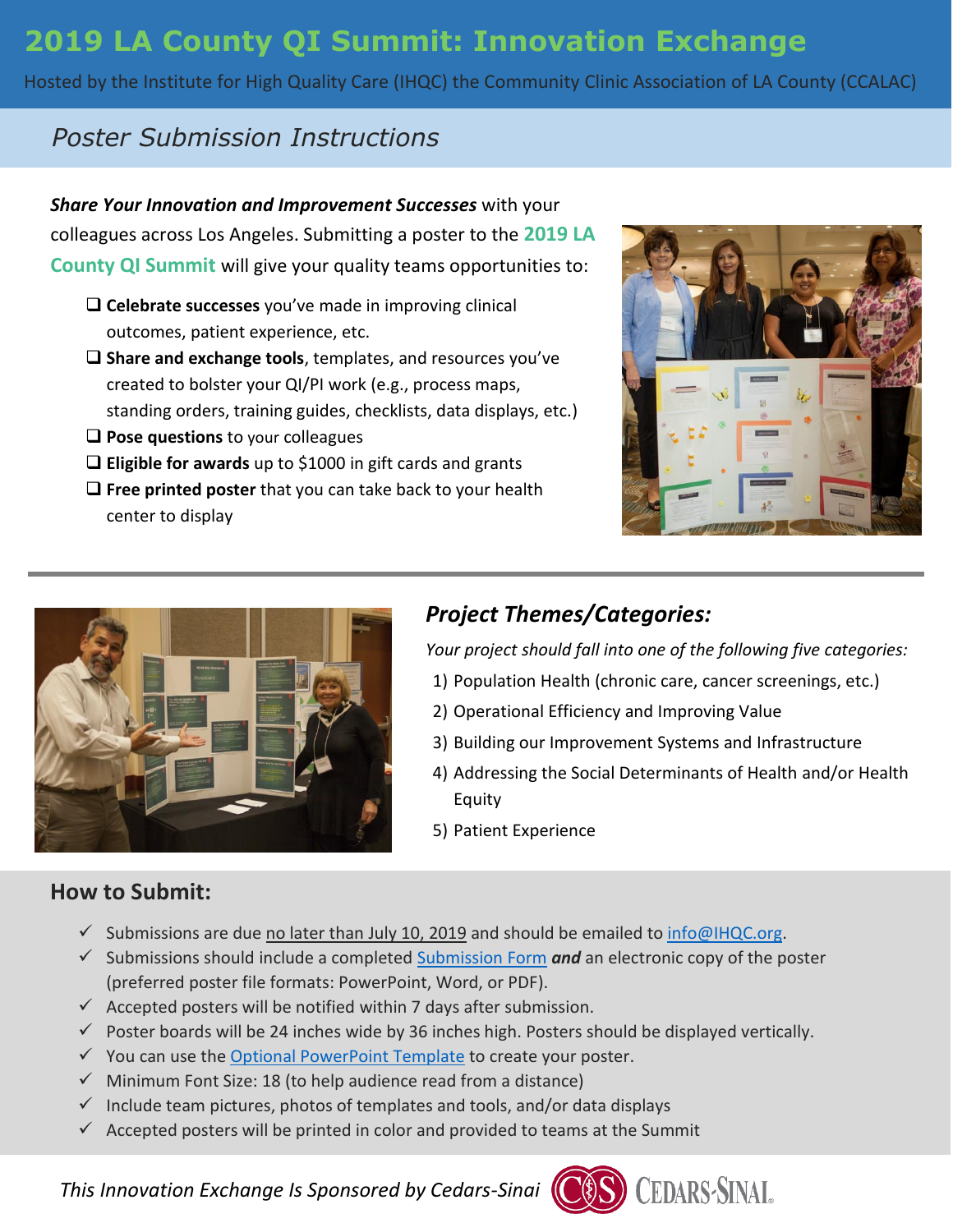# 2019 LA County QI Summit: Innovation Exchange

Hosted by the Institute for High Quality Care (IHQC) the Community Clinic Association of LA County (CCALAC)

## *Poster Submission Instructions*

***Share Your Innovation and Improvement Successes*** with your colleagues across Los Angeles. Submitting a poster to the **2019 LA County QI Summit** will give your quality teams opportunities to:

- ❑ **Celebrate successes** you've made in improving clinical outcomes, patient experience, etc.
- ❑ **Share and exchange tools**, templates, and resources you've created to bolster your QI/PI work (e.g., process maps, standing orders, training guides, checklists, data displays, etc.)
- ❑ **Pose questions** to your colleagues
- ❑ **Eligible for awards** up to $1000 in gift cards and grants
- ❑ **Free printed poster** that you can take back to your health center to display

## *Project Themes/Categories:*

*Your project should fall into one of the following five categories:*

1) Population Health (chronic care, cancer screenings, etc.)
2) Operational Efficiency and Improving Value
3) Building our Improvement Systems and Infrastructure
4) Addressing the Social Determinants of Health and/or Health Equity
5) Patient Experience

## How to Submit:

- ✓ Submissions are due no later than July 10, 2019 and should be emailed to info@IHQC.org.
- ✓ Submissions should include a completed Submission Form ***and*** an electronic copy of the poster (preferred poster file formats: PowerPoint, Word, or PDF).
- ✓ Accepted posters will be notified within 7 days after submission.
- ✓ Poster boards will be 24 inches wide by 36 inches high. Posters should be displayed vertically.
- ✓ You can use the Optional PowerPoint Template to create your poster.
- ✓ Minimum Font Size: 18 (to help audience read from a distance)
- ✓ Include team pictures, photos of templates and tools, and/or data displays
- ✓ Accepted posters will be printed in color and provided to teams at the Summit

*This Innovation Exchange Is Sponsored by Cedars-Sinai* CEDARS-SINAI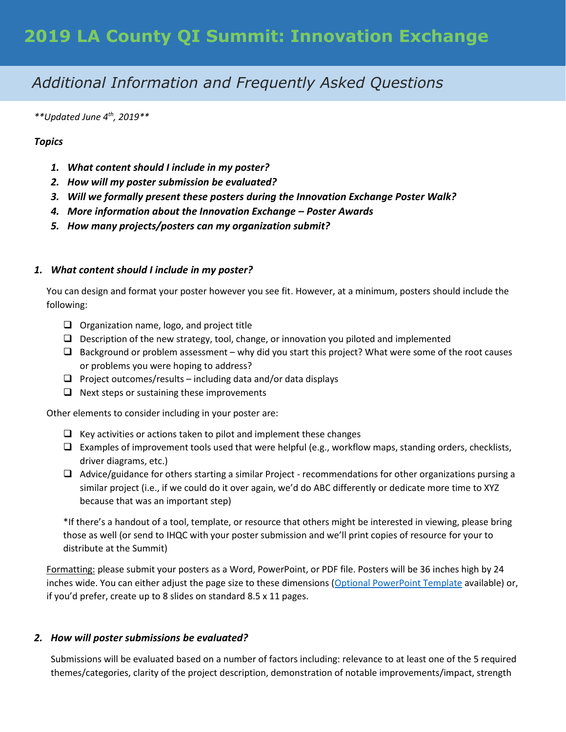# 2019 LA County QI Summit: Innovation Exchange

## *Additional Information and Frequently Asked Questions*

*\*\*Updated June 4th, 2019\*\**

***Topics***

1. ***What content should I include in my poster?***
2. ***How will my poster submission be evaluated?***
3. ***Will we formally present these posters during the Innovation Exchange Poster Walk?***
4. ***More information about the Innovation Exchange – Poster Awards***
5. ***How many projects/posters can my organization submit?***

### *1. What content should I include in my poster?*

You can design and format your poster however you see fit. However, at a minimum, posters should include the following:

- ❑ Organization name, logo, and project title
- ❑ Description of the new strategy, tool, change, or innovation you piloted and implemented
- ❑ Background or problem assessment – why did you start this project? What were some of the root causes or problems you were hoping to address?
- ❑ Project outcomes/results – including data and/or data displays
- ❑ Next steps or sustaining these improvements

Other elements to consider including in your poster are:

- ❑ Key activities or actions taken to pilot and implement these changes
- ❑ Examples of improvement tools used that were helpful (e.g., workflow maps, standing orders, checklists, driver diagrams, etc.)
- ❑ Advice/guidance for others starting a similar Project - recommendations for other organizations pursing a similar project (i.e., if we could do it over again, we'd do ABC differently or dedicate more time to XYZ because that was an important step)

*If there's a handout of a tool, template, or resource that others might be interested in viewing, please bring those as well (or send to IHQC with your poster submission and we'll print copies of resource for your to distribute at the Summit)

Formatting: please submit your posters as a Word, PowerPoint, or PDF file. Posters will be 36 inches high by 24 inches wide. You can either adjust the page size to these dimensions (Optional PowerPoint Template available) or, if you'd prefer, create up to 8 slides on standard 8.5 x 11 pages.

### *2. How will poster submissions be evaluated?*

Submissions will be evaluated based on a number of factors including: relevance to at least one of the 5 required themes/categories, clarity of the project description, demonstration of notable improvements/impact, strength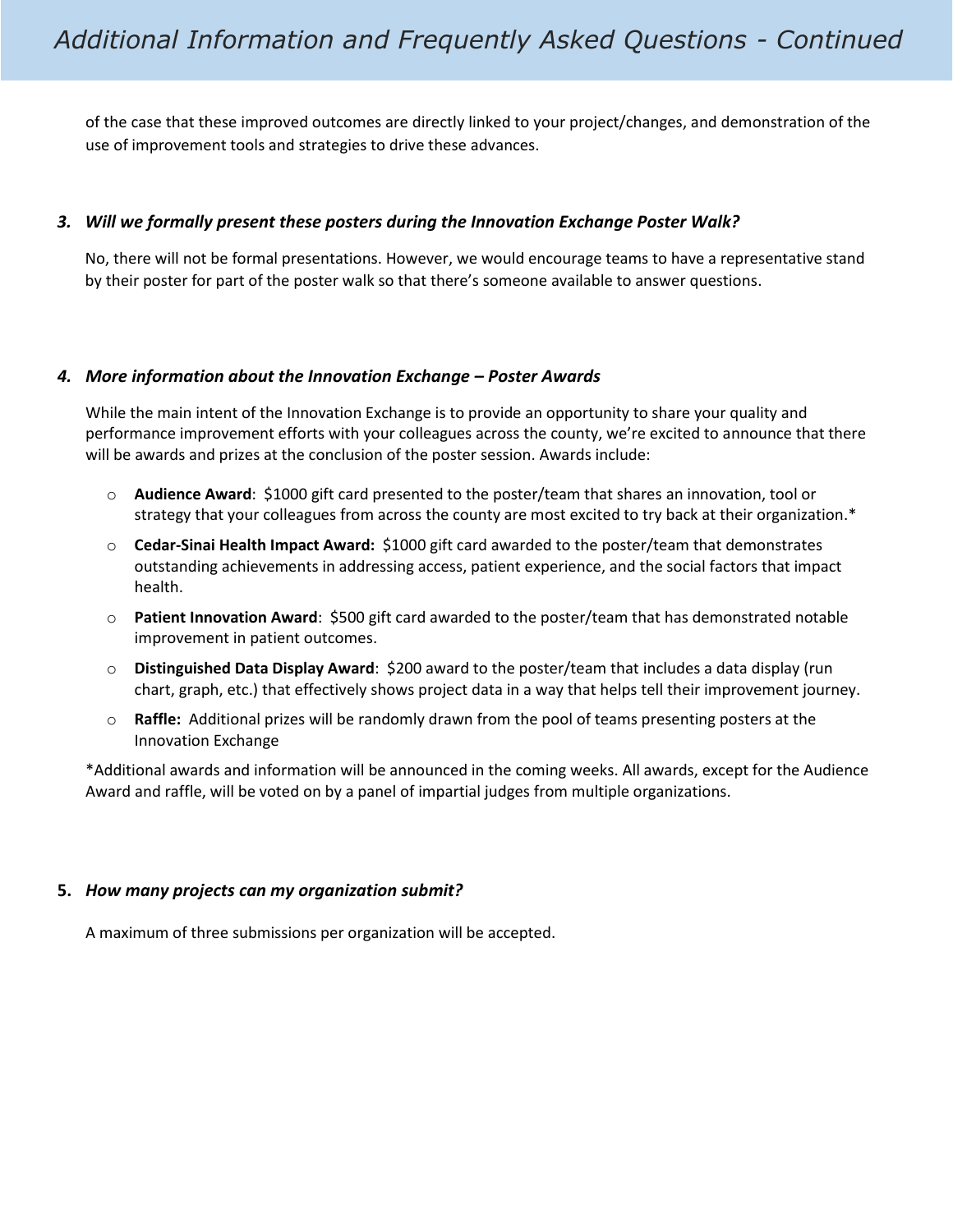# Additional Information and Frequently Asked Questions - Continued

of the case that these improved outcomes are directly linked to your project/changes, and demonstration of the use of improvement tools and strategies to drive these advances.

3. ***Will we formally present these posters during the Innovation Exchange Poster Walk?***

   No, there will not be formal presentations. However, we would encourage teams to have a representative stand by their poster for part of the poster walk so that there's someone available to answer questions.

4. ***More information about the Innovation Exchange – Poster Awards***

   While the main intent of the Innovation Exchange is to provide an opportunity to share your quality and performance improvement efforts with your colleagues across the county, we're excited to announce that there will be awards and prizes at the conclusion of the poster session. Awards include:

   - **Audience Award**: $1000 gift card presented to the poster/team that shares an innovation, tool or strategy that your colleagues from across the county are most excited to try back at their organization.*
   - **Cedar-Sinai Health Impact Award:** $1000 gift card awarded to the poster/team that demonstrates outstanding achievements in addressing access, patient experience, and the social factors that impact health.
   - **Patient Innovation Award**: $500 gift card awarded to the poster/team that has demonstrated notable improvement in patient outcomes.
   - **Distinguished Data Display Award**: $200 award to the poster/team that includes a data display (run chart, graph, etc.) that effectively shows project data in a way that helps tell their improvement journey.
   - **Raffle:** Additional prizes will be randomly drawn from the pool of teams presenting posters at the Innovation Exchange

   *Additional awards and information will be announced in the coming weeks. All awards, except for the Audience Award and raffle, will be voted on by a panel of impartial judges from multiple organizations.

5. ***How many projects can my organization submit?***

   A maximum of three submissions per organization will be accepted.